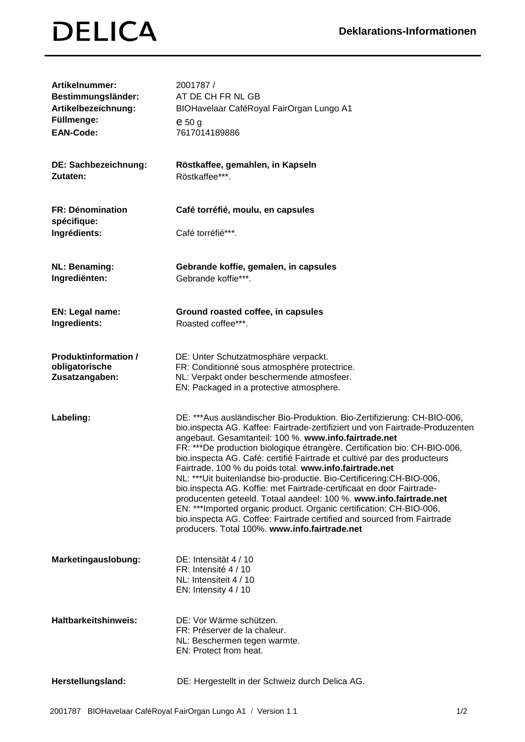# DELICA

## Deklarations-Informationen

| | |
|---|---|
| **Artikelnummer:** | 2001787 / |
| **Bestimmungsländer:** | AT DE CH FR NL GB |
| **Artikelbezeichnung:** | BIOHavelaar CaféRoyal FairOrgan Lungo A1 |
| **Füllmenge:** | e 50 g |
| **EAN-Code:** | 7617014189886 |

| | |
|---|---|
| **DE: Sachbezeichnung:** | **Röstkaffee, gemahlen, in Kapseln** |
| **Zutaten:** | Röstkaffee***. |
| **FR: Dénomination spécifique:** | **Café torréfié, moulu, en capsules** |
| **Ingrédients:** | Café torréfié***. |
| **NL: Benaming:** | **Gebrande koffie, gemalen, in capsules** |
| **Ingrediënten:** | Gebrande koffie***. |
| **EN: Legal name:** | **Ground roasted coffee, in capsules** |
| **Ingredients:** | Roasted coffee***. |

**Produktinformation / obligatorische Zusatzangaben:**

DE: Unter Schutzatmosphäre verpackt.
FR: Conditionné sous atmosphère protectrice.
NL: Verpakt onder beschermende atmosfeer.
EN: Packaged in a protective atmosphere.

**Labeling:**

DE: ***Aus ausländischer Bio-Produktion. Bio-Zertifizierung: CH-BIO-006, bio.inspecta AG. Kaffee: Fairtrade-zertifiziert und von Fairtrade-Produzenten angebaut. Gesamtanteil: 100 %. **www.info.fairtrade.net**
FR: ***De production biologique étrangère. Certification bio: CH-BIO-006, bio.inspecta AG. Café: certifié Fairtrade et cultivé par des producteurs Fairtrade. 100 % du poids total. **www.info.fairtrade.net**
NL: ***Uit buitenlandse bio-productie. Bio-Certificering:CH-BIO-006, bio.inspecta AG. Koffie: met Fairtrade-certificaat en door Fairtrade-producenten geteeld. Totaal aandeel: 100 %. **www.info.fairtrade.net**
EN: ***Imported organic product. Organic certification: CH-BIO-006, bio.inspecta AG. Coffee: Fairtrade certified and sourced from Fairtrade producers. Total 100%. **www.info.fairtrade.net**

**Marketingauslobung:**

DE: Intensität 4 / 10
FR: Intensité 4 / 10
NL: Intensiteit 4 / 10
EN: Intensity 4 / 10

**Haltbarkeitshinweis:**

DE: Vor Wärme schützen.
FR: Préserver de la chaleur.
NL: Beschermen tegen warmte.
EN: Protect from heat.

**Herstellungsland:**

DE: Hergestellt in der Schweiz durch Delica AG.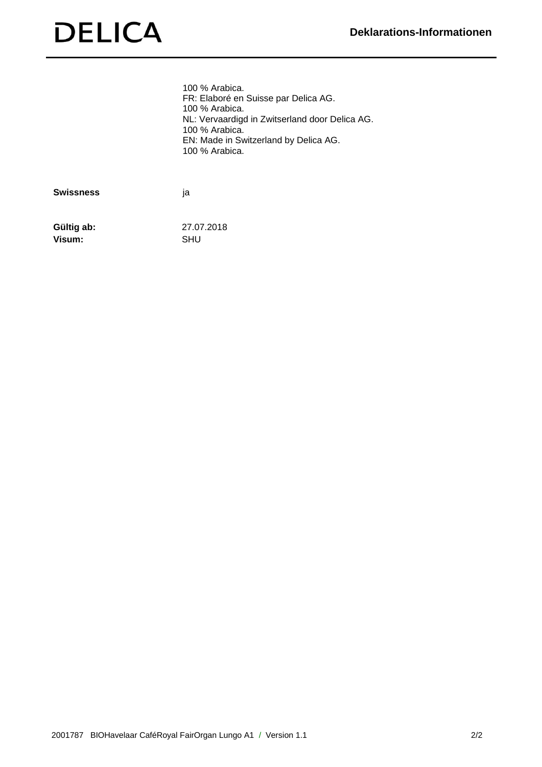100 % Arabica.
FR: Elaboré en Suisse par Delica AG.
100 % Arabica.
NL: Vervaardigd in Zwitserland door Delica AG.
100 % Arabica.
EN: Made in Switzerland by Delica AG.
100 % Arabica.

| | |
|---|---|
| **Swissness** | ja |
| **Gültig ab:** | 27.07.2018 |
| **Visum:** | SHU |